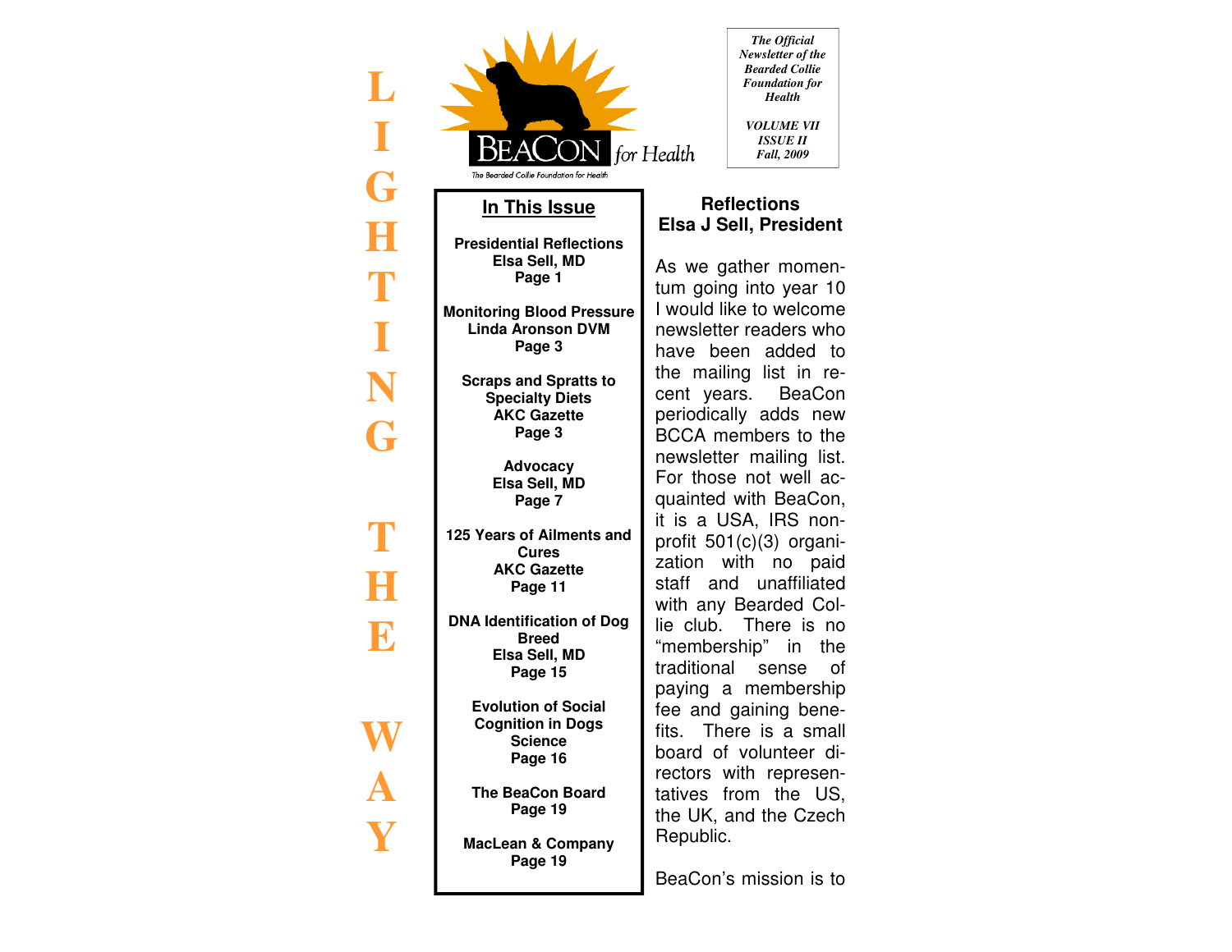LIGHTING THE WAY

BeaCon for Health

The Bearded Collie Foundation for Health

*The Official Newsletter of the Bearded Collie Foundation for Health*

*VOLUME VII*
*ISSUE II*
*Fall, 2009*

## In This Issue

**Presidential Reflections**
**Elsa Sell, MD**
**Page 1**

**Monitoring Blood Pressure**
**Linda Aronson DVM**
**Page 3**

**Scraps and Spratts to Specialty Diets**
**AKC Gazette**
**Page 3**

**Advocacy**
**Elsa Sell, MD**
**Page 7**

**125 Years of Ailments and Cures**
**AKC Gazette**
**Page 11**

**DNA Identification of Dog Breed**
**Elsa Sell, MD**
**Page 15**

**Evolution of Social Cognition in Dogs**
**Science**
**Page 16**

**The BeaCon Board**
**Page 19**

**MacLean & Company**
**Page 19**

## Reflections
## Elsa J Sell, President

As we gather momentum going into year 10 I would like to welcome newsletter readers who have been added to the mailing list in recent years. BeaCon periodically adds new BCCA members to the newsletter mailing list. For those not well acquainted with BeaCon, it is a USA, IRS non-profit 501(c)(3) organization with no paid staff and unaffiliated with any Bearded Collie club. There is no "membership" in the traditional sense of paying a membership fee and gaining benefits. There is a small board of volunteer directors with representatives from the US, the UK, and the Czech Republic.

BeaCon's mission is to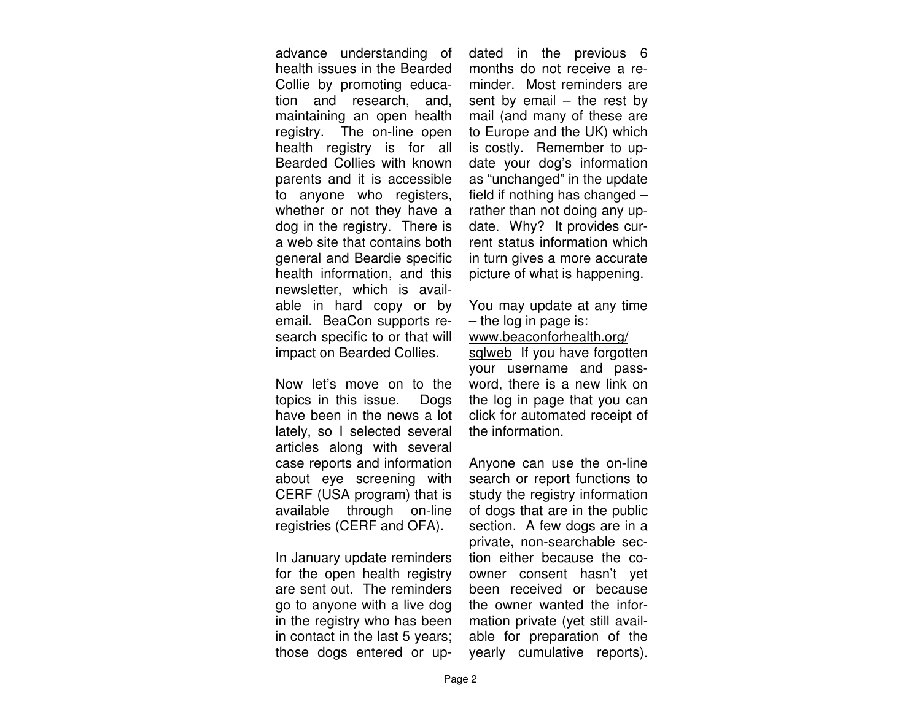advance understanding of health issues in the Bearded Collie by promoting education and research, and, maintaining an open health registry. The on-line open health registry is for all Bearded Collies with known parents and it is accessible to anyone who registers, whether or not they have a dog in the registry. There is a web site that contains both general and Beardie specific health information, and this newsletter, which is available in hard copy or by email. BeaCon supports research specific to or that will impact on Bearded Collies.

Now let's move on to the topics in this issue. Dogs have been in the news a lot lately, so I selected several articles along with several case reports and information about eye screening with CERF (USA program) that is available through on-line registries (CERF and OFA).

In January update reminders for the open health registry are sent out. The reminders go to anyone with a live dog in the registry who has been in contact in the last 5 years; those dogs entered or updated in the previous 6 months do not receive a reminder. Most reminders are sent by email – the rest by mail (and many of these are to Europe and the UK) which is costly. Remember to update your dog's information as "unchanged" in the update field if nothing has changed – rather than not doing any update. Why? It provides current status information which in turn gives a more accurate picture of what is happening.

You may update at any time – the log in page is: www.beaconforhealth.org/sqlweb If you have forgotten your username and password, there is a new link on the log in page that you can click for automated receipt of the information.

Anyone can use the on-line search or report functions to study the registry information of dogs that are in the public section. A few dogs are in a private, non-searchable section either because the co-owner consent hasn't yet been received or because the owner wanted the information private (yet still available for preparation of the yearly cumulative reports).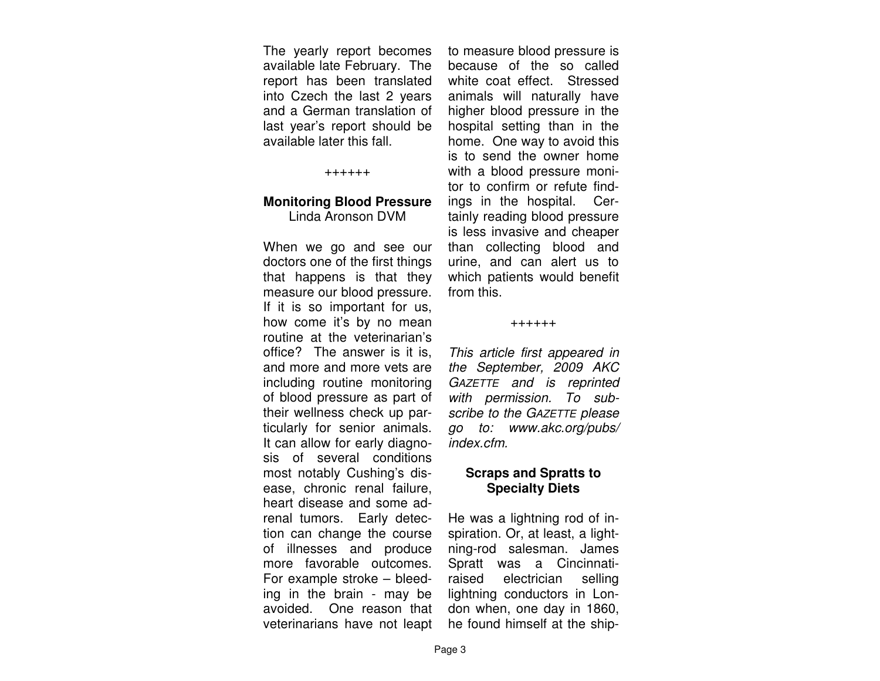The yearly report becomes available late February. The report has been translated into Czech the last 2 years and a German translation of last year's report should be available later this fall.

++++++

**Monitoring Blood Pressure**
Linda Aronson DVM

When we go and see our doctors one of the first things that happens is that they measure our blood pressure. If it is so important for us, how come it's by no mean routine at the veterinarian's office? The answer is it is, and more and more vets are including routine monitoring of blood pressure as part of their wellness check up particularly for senior animals. It can allow for early diagnosis of several conditions most notably Cushing's disease, chronic renal failure, heart disease and some adrenal tumors. Early detection can change the course of illnesses and produce more favorable outcomes. For example stroke – bleeding in the brain - may be avoided. One reason that veterinarians have not leapt to measure blood pressure is because of the so called white coat effect. Stressed animals will naturally have higher blood pressure in the hospital setting than in the home. One way to avoid this is to send the owner home with a blood pressure monitor to confirm or refute findings in the hospital. Certainly reading blood pressure is less invasive and cheaper than collecting blood and urine, and can alert us to which patients would benefit from this.

++++++

*This article first appeared in the September, 2009 AKC GAZETTE and is reprinted with permission. To subscribe to the GAZETTE please go to: www.akc.org/pubs/index.cfm.*

**Scraps and Spratts to Specialty Diets**

He was a lightning rod of inspiration. Or, at least, a lightning-rod salesman. James Spratt was a Cincinnati-raised electrician selling lightning conductors in London when, one day in 1860, he found himself at the ship-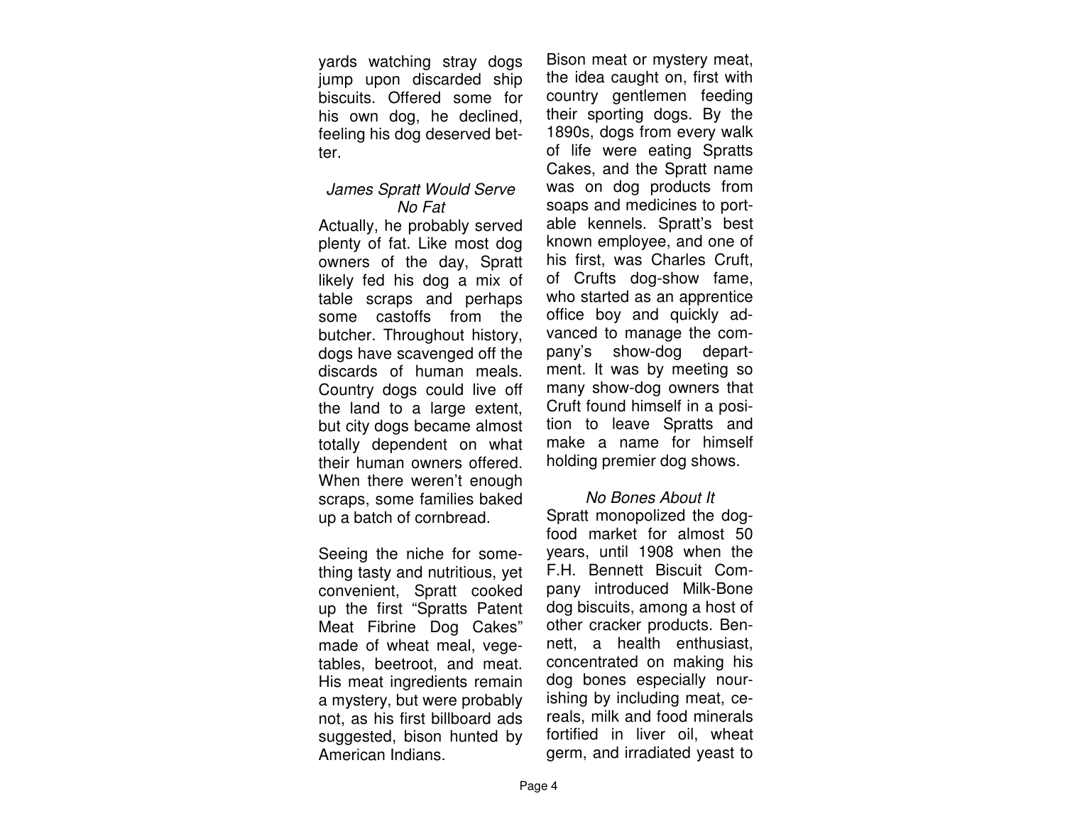yards watching stray dogs jump upon discarded ship biscuits. Offered some for his own dog, he declined, feeling his dog deserved better.

*James Spratt Would Serve No Fat*

Actually, he probably served plenty of fat. Like most dog owners of the day, Spratt likely fed his dog a mix of table scraps and perhaps some castoffs from the butcher. Throughout history, dogs have scavenged off the discards of human meals. Country dogs could live off the land to a large extent, but city dogs became almost totally dependent on what their human owners offered. When there weren't enough scraps, some families baked up a batch of cornbread.

Seeing the niche for something tasty and nutritious, yet convenient, Spratt cooked up the first "Spratts Patent Meat Fibrine Dog Cakes" made of wheat meal, vegetables, beetroot, and meat. His meat ingredients remain a mystery, but were probably not, as his first billboard ads suggested, bison hunted by American Indians.

Bison meat or mystery meat, the idea caught on, first with country gentlemen feeding their sporting dogs. By the 1890s, dogs from every walk of life were eating Spratts Cakes, and the Spratt name was on dog products from soaps and medicines to portable kennels. Spratt's best known employee, and one of his first, was Charles Cruft, of Crufts dog-show fame, who started as an apprentice office boy and quickly advanced to manage the company's show-dog department. It was by meeting so many show-dog owners that Cruft found himself in a position to leave Spratts and make a name for himself holding premier dog shows.

*No Bones About It*

Spratt monopolized the dog-food market for almost 50 years, until 1908 when the F.H. Bennett Biscuit Company introduced Milk-Bone dog biscuits, among a host of other cracker products. Bennett, a health enthusiast, concentrated on making his dog bones especially nourishing by including meat, cereals, milk and food minerals fortified in liver oil, wheat germ, and irradiated yeast to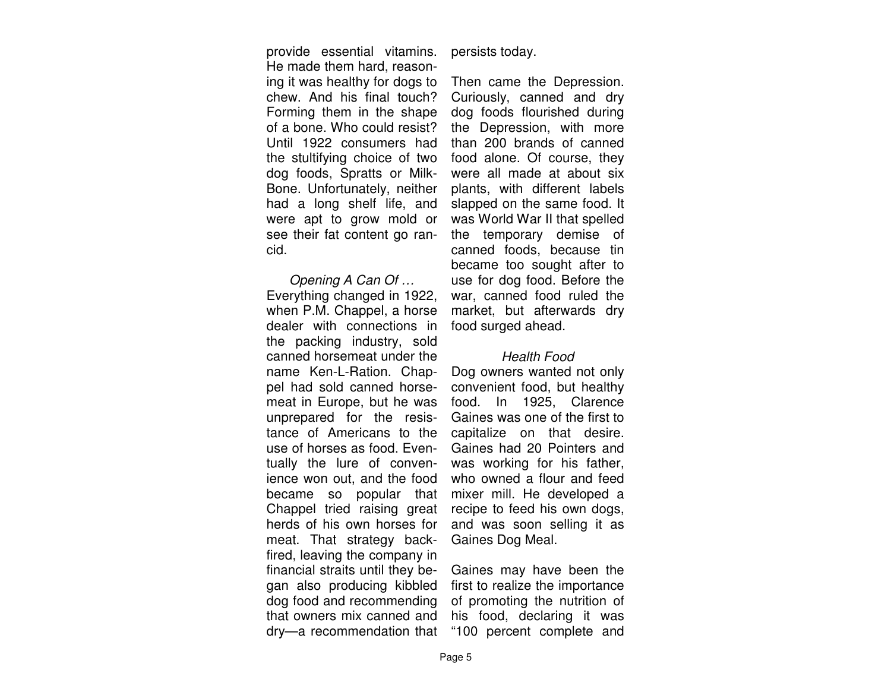provide essential vitamins. He made them hard, reasoning it was healthy for dogs to chew. And his final touch? Forming them in the shape of a bone. Who could resist? Until 1922 consumers had the stultifying choice of two dog foods, Spratts or Milk-Bone. Unfortunately, neither had a long shelf life, and were apt to grow mold or see their fat content go rancid.

### *Opening A Can Of …*

Everything changed in 1922, when P.M. Chappel, a horse dealer with connections in the packing industry, sold canned horsemeat under the name Ken-L-Ration. Chappel had sold canned horsemeat in Europe, but he was unprepared for the resistance of Americans to the use of horses as food. Eventually the lure of convenience won out, and the food became so popular that Chappel tried raising great herds of his own horses for meat. That strategy backfired, leaving the company in financial straits until they began also producing kibbled dog food and recommending that owners mix canned and dry—a recommendation that persists today.

Then came the Depression. Curiously, canned and dry dog foods flourished during the Depression, with more than 200 brands of canned food alone. Of course, they were all made at about six plants, with different labels slapped on the same food. It was World War II that spelled the temporary demise of canned foods, because tin became too sought after to use for dog food. Before the war, canned food ruled the market, but afterwards dry food surged ahead.

### *Health Food*

Dog owners wanted not only convenient food, but healthy food. In 1925, Clarence Gaines was one of the first to capitalize on that desire. Gaines had 20 Pointers and was working for his father, who owned a flour and feed mixer mill. He developed a recipe to feed his own dogs, and was soon selling it as Gaines Dog Meal.

Gaines may have been the first to realize the importance of promoting the nutrition of his food, declaring it was "100 percent complete and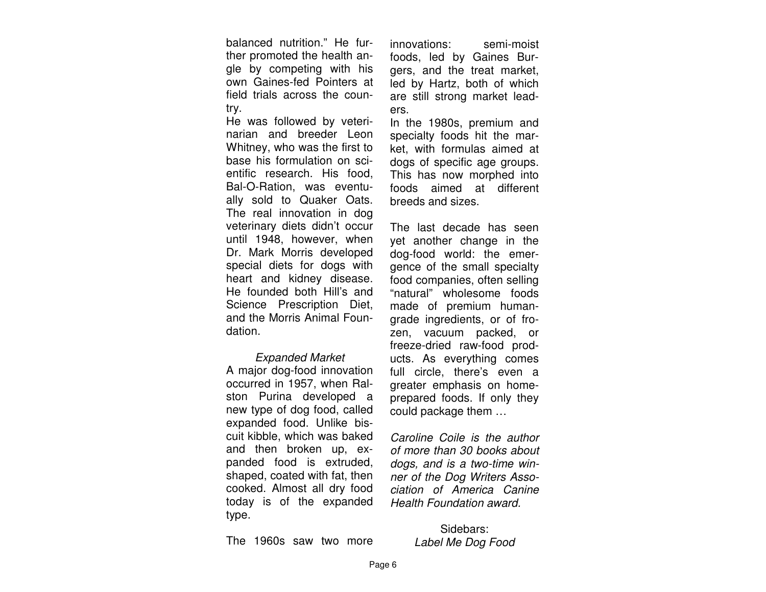balanced nutrition." He further promoted the health angle by competing with his own Gaines-fed Pointers at field trials across the country.

He was followed by veterinarian and breeder Leon Whitney, who was the first to base his formulation on scientific research. His food, Bal-O-Ration, was eventually sold to Quaker Oats. The real innovation in dog veterinary diets didn't occur until 1948, however, when Dr. Mark Morris developed special diets for dogs with heart and kidney disease. He founded both Hill's and Science Prescription Diet, and the Morris Animal Foundation.

### *Expanded Market*

A major dog-food innovation occurred in 1957, when Ralston Purina developed a new type of dog food, called expanded food. Unlike biscuit kibble, which was baked and then broken up, expanded food is extruded, shaped, coated with fat, then cooked. Almost all dry food today is of the expanded type.

The 1960s saw two more innovations: semi-moist foods, led by Gaines Burgers, and the treat market, led by Hartz, both of which are still strong market leaders.

In the 1980s, premium and specialty foods hit the market, with formulas aimed at dogs of specific age groups. This has now morphed into foods aimed at different breeds and sizes.

The last decade has seen yet another change in the dog-food world: the emergence of the small specialty food companies, often selling "natural" wholesome foods made of premium human-grade ingredients, or of frozen, vacuum packed, or freeze-dried raw-food products. As everything comes full circle, there's even a greater emphasis on home-prepared foods. If only they could package them …

*Caroline Coile is the author of more than 30 books about dogs, and is a two-time winner of the Dog Writers Association of America Canine Health Foundation award.*

Sidebars:
*Label Me Dog Food*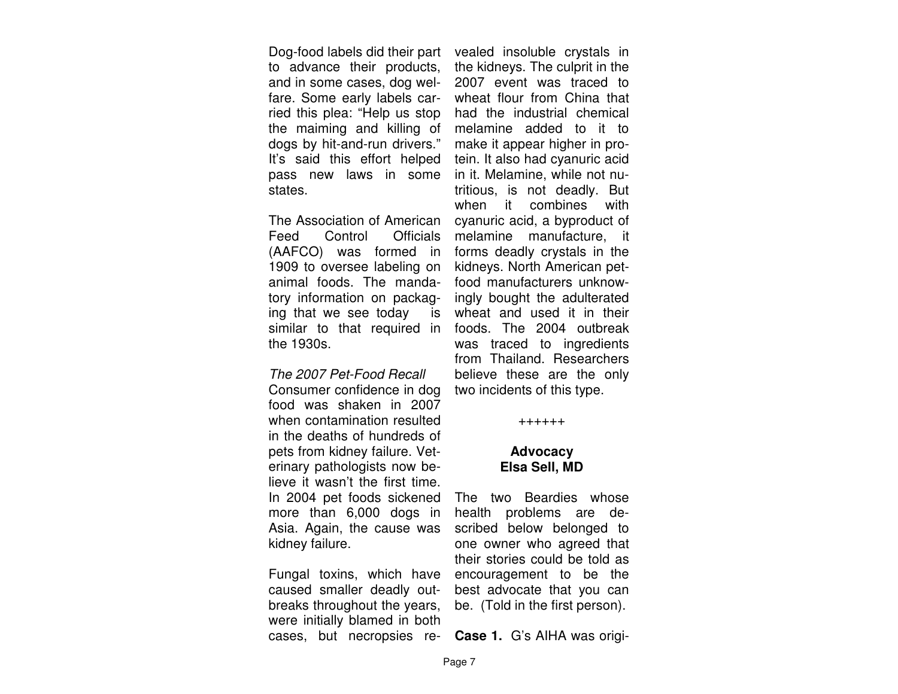Dog-food labels did their part to advance their products, and in some cases, dog welfare. Some early labels carried this plea: "Help us stop the maiming and killing of dogs by hit-and-run drivers." It's said this effort helped pass new laws in some states.

The Association of American Feed Control Officials (AAFCO) was formed in 1909 to oversee labeling on animal foods. The mandatory information on packaging that we see today is similar to that required in the 1930s.

*The 2007 Pet-Food Recall*

Consumer confidence in dog food was shaken in 2007 when contamination resulted in the deaths of hundreds of pets from kidney failure. Veterinary pathologists now believe it wasn't the first time. In 2004 pet foods sickened more than 6,000 dogs in Asia. Again, the cause was kidney failure.

Fungal toxins, which have caused smaller deadly outbreaks throughout the years, were initially blamed in both cases, but necropsies revealed insoluble crystals in the kidneys. The culprit in the 2007 event was traced to wheat flour from China that had the industrial chemical melamine added to it to make it appear higher in protein. It also had cyanuric acid in it. Melamine, while not nutritious, is not deadly. But when it combines with cyanuric acid, a byproduct of melamine manufacture, it forms deadly crystals in the kidneys. North American pet-food manufacturers unknowingly bought the adulterated wheat and used it in their foods. The 2004 outbreak was traced to ingredients from Thailand. Researchers believe these are the only two incidents of this type.

++++++

**Advocacy**
**Elsa Sell, MD**

The two Beardies whose health problems are described below belonged to one owner who agreed that their stories could be told as encouragement to be the best advocate that you can be. (Told in the first person).

**Case 1.** G's AIHA was origi-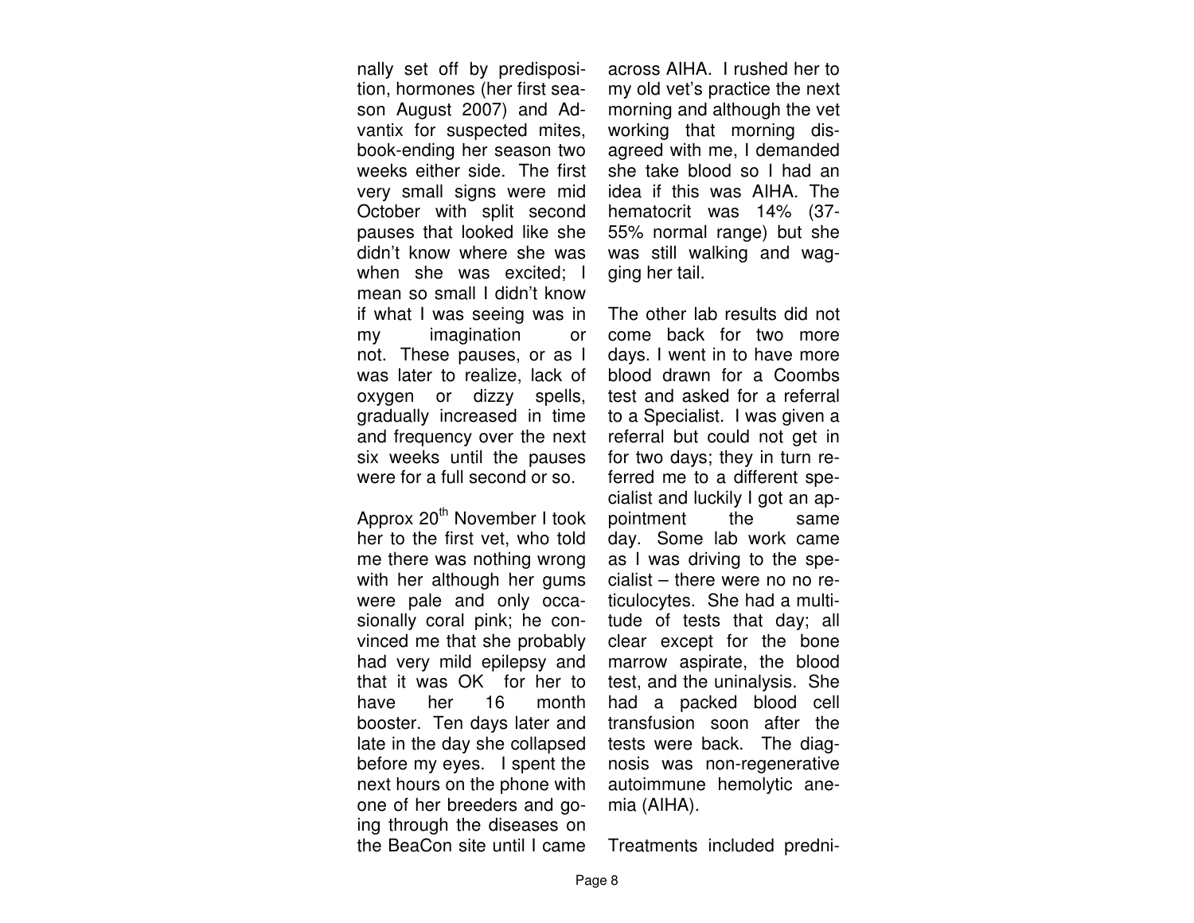nally set off by predisposition, hormones (her first season August 2007) and Advantix for suspected mites, book-ending her season two weeks either side. The first very small signs were mid October with split second pauses that looked like she didn't know where she was when she was excited; I mean so small I didn't know if what I was seeing was in my imagination or not. These pauses, or as I was later to realize, lack of oxygen or dizzy spells, gradually increased in time and frequency over the next six weeks until the pauses were for a full second or so.

Approx 20th November I took her to the first vet, who told me there was nothing wrong with her although her gums were pale and only occasionally coral pink; he convinced me that she probably had very mild epilepsy and that it was OK for her to have her 16 month booster. Ten days later and late in the day she collapsed before my eyes. I spent the next hours on the phone with one of her breeders and going through the diseases on the BeaCon site until I came across AIHA. I rushed her to my old vet's practice the next morning and although the vet working that morning disagreed with me, I demanded she take blood so I had an idea if this was AIHA. The hematocrit was 14% (37-55% normal range) but she was still walking and wagging her tail.

The other lab results did not come back for two more days. I went in to have more blood drawn for a Coombs test and asked for a referral to a Specialist. I was given a referral but could not get in for two days; they in turn referred me to a different specialist and luckily I got an appointment the same day. Some lab work came as I was driving to the specialist – there were no no reticulocytes. She had a multitude of tests that day; all clear except for the bone marrow aspirate, the blood test, and the uninalysis. She had a packed blood cell transfusion soon after the tests were back. The diagnosis was non-regenerative autoimmune hemolytic anemia (AIHA).

Treatments included predni-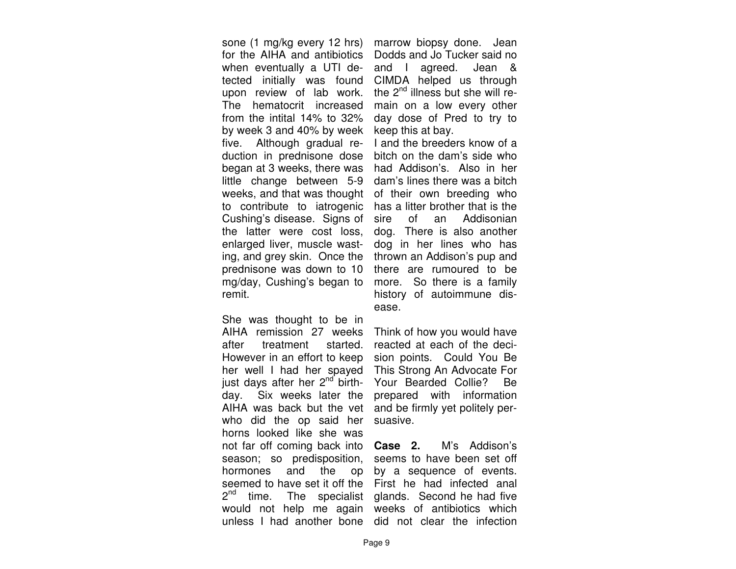sone (1 mg/kg every 12 hrs) for the AIHA and antibiotics when eventually a UTI detected initially was found upon review of lab work. The hematocrit increased from the intital 14% to 32% by week 3 and 40% by week five. Although gradual reduction in prednisone dose began at 3 weeks, there was little change between 5-9 weeks, and that was thought to contribute to iatrogenic Cushing's disease. Signs of the latter were cost loss, enlarged liver, muscle wasting, and grey skin. Once the prednisone was down to 10 mg/day, Cushing's began to remit.

She was thought to be in AIHA remission 27 weeks after treatment started. However in an effort to keep her well I had her spayed just days after her 2nd birthday. Six weeks later the AIHA was back but the vet who did the op said her horns looked like she was not far off coming back into season; so predisposition, hormones and the op seemed to have set it off the 2nd time. The specialist would not help me again unless I had another bone marrow biopsy done. Jean Dodds and Jo Tucker said no and I agreed. Jean & CIMDA helped us through the 2nd illness but she will remain on a low every other day dose of Pred to try to keep this at bay.

I and the breeders know of a bitch on the dam's side who had Addison's. Also in her dam's lines there was a bitch of their own breeding who has a litter brother that is the sire of an Addisonian dog. There is also another dog in her lines who has thrown an Addison's pup and there are rumoured to be more. So there is a family history of autoimmune disease.

Think of how you would have reacted at each of the decision points. Could You Be This Strong An Advocate For Your Bearded Collie? Be prepared with information and be firmly yet politely persuasive.

**Case 2.** M's Addison's seems to have been set off by a sequence of events. First he had infected anal glands. Second he had five weeks of antibiotics which did not clear the infection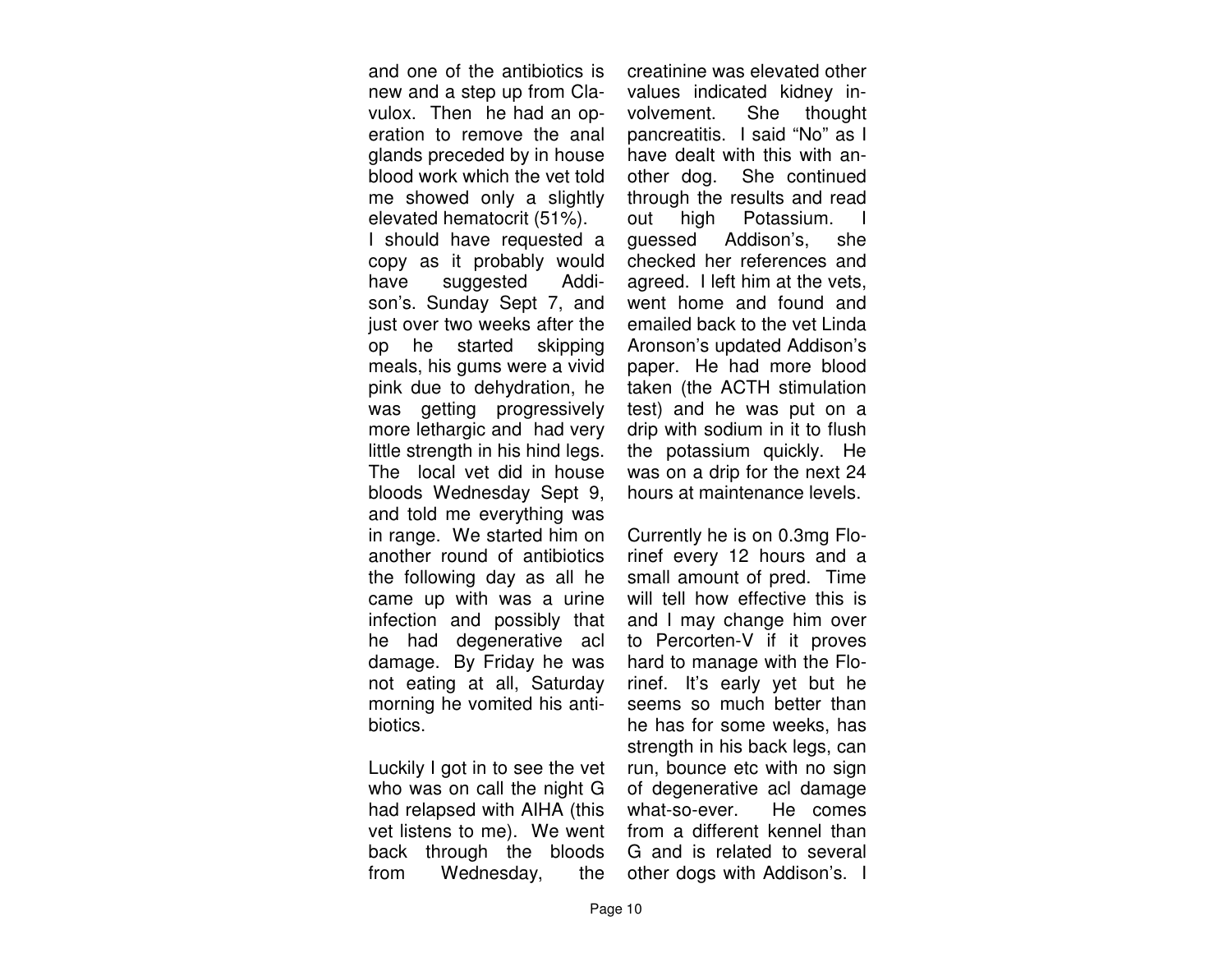and one of the antibiotics is new and a step up from Clavulox. Then he had an operation to remove the anal glands preceded by in house blood work which the vet told me showed only a slightly elevated hematocrit (51%).

I should have requested a copy as it probably would have suggested Addison's. Sunday Sept 7, and just over two weeks after the op he started skipping meals, his gums were a vivid pink due to dehydration, he was getting progressively more lethargic and had very little strength in his hind legs. The local vet did in house bloods Wednesday Sept 9, and told me everything was in range. We started him on another round of antibiotics the following day as all he came up with was a urine infection and possibly that he had degenerative acl damage. By Friday he was not eating at all, Saturday morning he vomited his antibiotics.

Luckily I got in to see the vet who was on call the night G had relapsed with AIHA (this vet listens to me). We went back through the bloods from Wednesday, the creatinine was elevated other values indicated kidney involvement. She thought pancreatitis. I said "No" as I have dealt with this with another dog. She continued through the results and read out high Potassium. I guessed Addison's, she checked her references and agreed. I left him at the vets, went home and found and emailed back to the vet Linda Aronson's updated Addison's paper. He had more blood taken (the ACTH stimulation test) and he was put on a drip with sodium in it to flush the potassium quickly. He was on a drip for the next 24 hours at maintenance levels.

Currently he is on 0.3mg Florinef every 12 hours and a small amount of pred. Time will tell how effective this is and I may change him over to Percorten-V if it proves hard to manage with the Florinef. It's early yet but he seems so much better than he has for some weeks, has strength in his back legs, can run, bounce etc with no sign of degenerative acl damage what-so-ever. He comes from a different kennel than G and is related to several other dogs with Addison's. I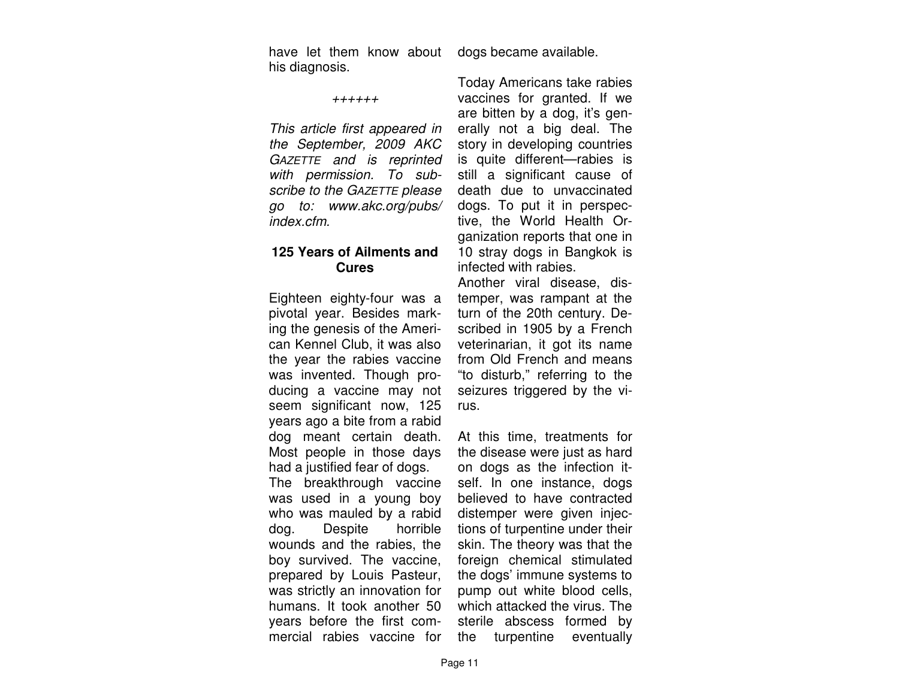have let them know about his diagnosis.

++++++

*This article first appeared in the September, 2009 AKC GAZETTE and is reprinted with permission. To subscribe to the GAZETTE please go to: www.akc.org/pubs/index.cfm.*

## 125 Years of Ailments and Cures

Eighteen eighty-four was a pivotal year. Besides marking the genesis of the American Kennel Club, it was also the year the rabies vaccine was invented. Though producing a vaccine may not seem significant now, 125 years ago a bite from a rabid dog meant certain death. Most people in those days had a justified fear of dogs.

The breakthrough vaccine was used in a young boy who was mauled by a rabid dog. Despite horrible wounds and the rabies, the boy survived. The vaccine, prepared by Louis Pasteur, was strictly an innovation for humans. It took another 50 years before the first commercial rabies vaccine for dogs became available.

Today Americans take rabies vaccines for granted. If we are bitten by a dog, it's generally not a big deal. The story in developing countries is quite different—rabies is still a significant cause of death due to unvaccinated dogs. To put it in perspective, the World Health Organization reports that one in 10 stray dogs in Bangkok is infected with rabies.

Another viral disease, distemper, was rampant at the turn of the 20th century. Described in 1905 by a French veterinarian, it got its name from Old French and means "to disturb," referring to the seizures triggered by the virus.

At this time, treatments for the disease were just as hard on dogs as the infection itself. In one instance, dogs believed to have contracted distemper were given injections of turpentine under their skin. The theory was that the foreign chemical stimulated the dogs' immune systems to pump out white blood cells, which attacked the virus. The sterile abscess formed by the turpentine eventually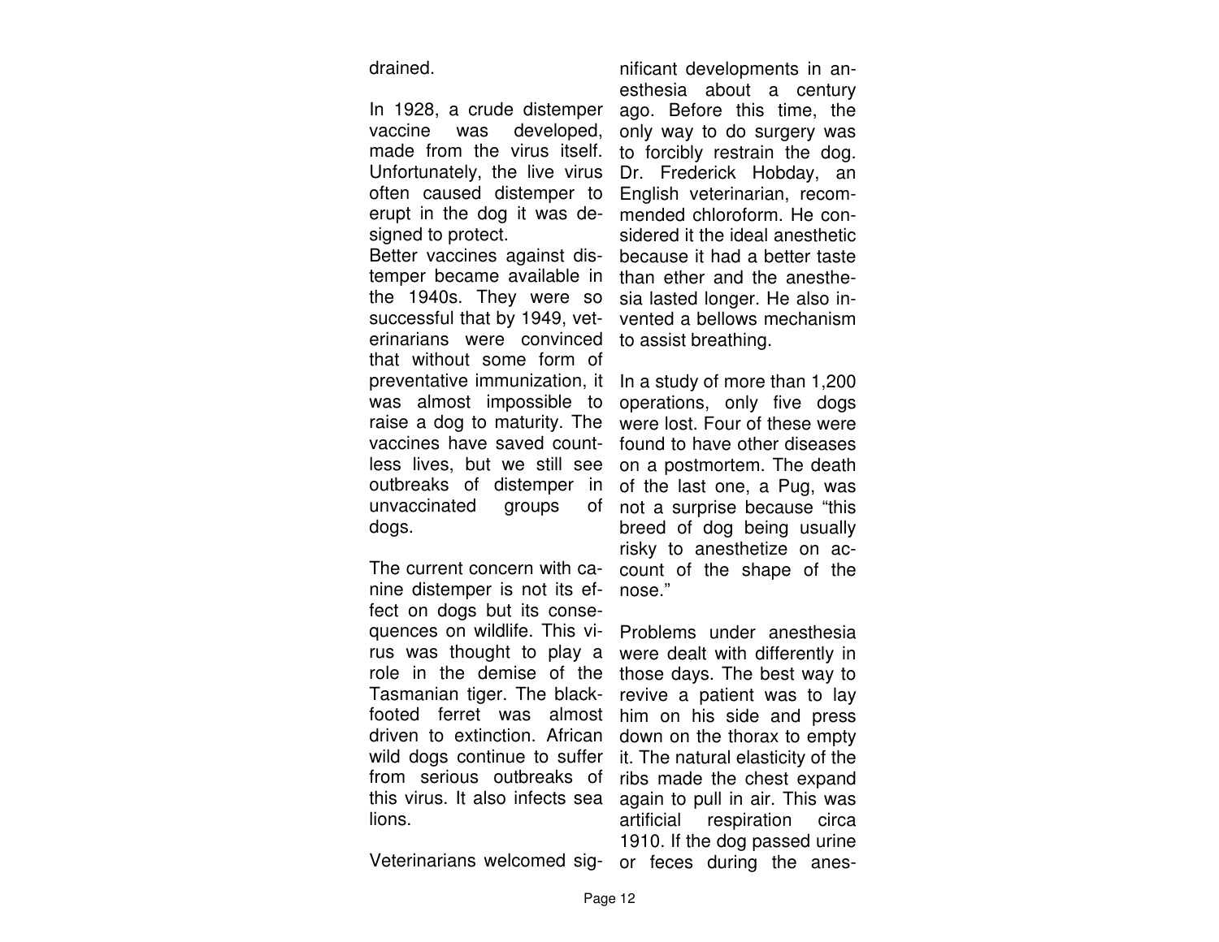drained.

In 1928, a crude distemper vaccine was developed, made from the virus itself. Unfortunately, the live virus often caused distemper to erupt in the dog it was designed to protect.

Better vaccines against distemper became available in the 1940s. They were so successful that by 1949, veterinarians were convinced that without some form of preventative immunization, it was almost impossible to raise a dog to maturity. The vaccines have saved countless lives, but we still see outbreaks of distemper in unvaccinated groups of dogs.

The current concern with canine distemper is not its effect on dogs but its consequences on wildlife. This virus was thought to play a role in the demise of the Tasmanian tiger. The black-footed ferret was almost driven to extinction. African wild dogs continue to suffer from serious outbreaks of this virus. It also infects sea lions.

Veterinarians welcomed significant developments in anesthesia about a century ago. Before this time, the only way to do surgery was to forcibly restrain the dog. Dr. Frederick Hobday, an English veterinarian, recommended chloroform. He considered it the ideal anesthetic because it had a better taste than ether and the anesthesia lasted longer. He also invented a bellows mechanism to assist breathing.

In a study of more than 1,200 operations, only five dogs were lost. Four of these were found to have other diseases on a postmortem. The death of the last one, a Pug, was not a surprise because "this breed of dog being usually risky to anesthetize on account of the shape of the nose."

Problems under anesthesia were dealt with differently in those days. The best way to revive a patient was to lay him on his side and press down on the thorax to empty it. The natural elasticity of the ribs made the chest expand again to pull in air. This was artificial respiration circa 1910. If the dog passed urine or feces during the anes-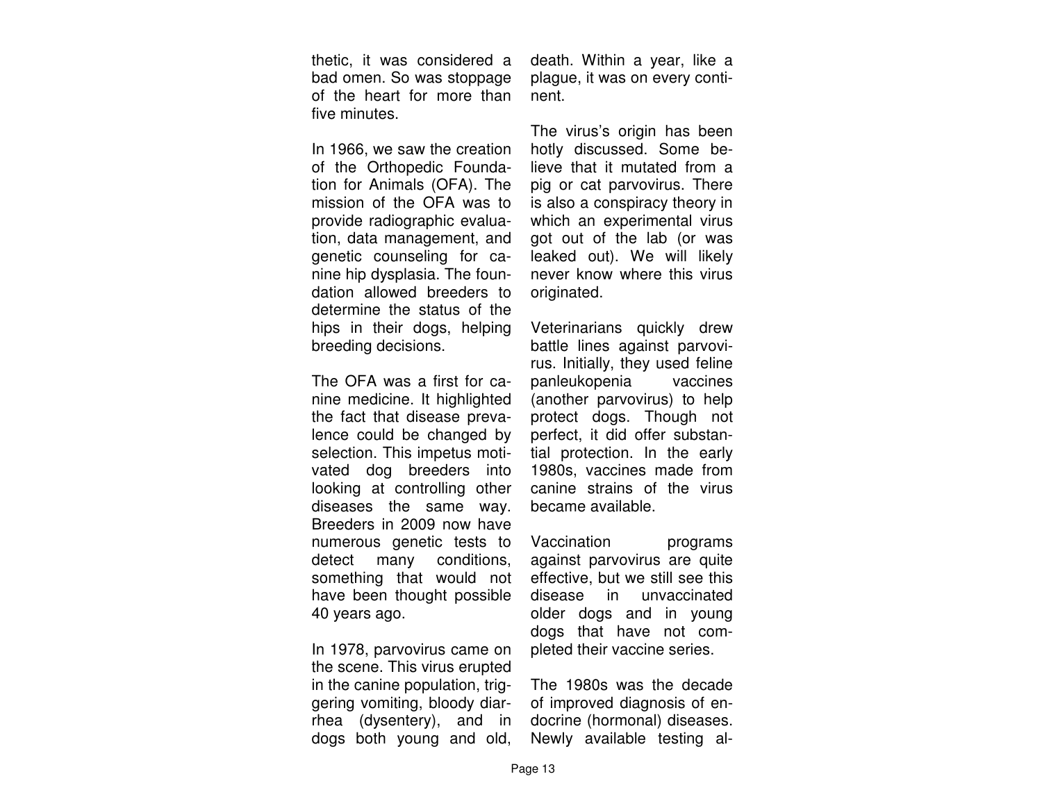thetic, it was considered a bad omen. So was stoppage of the heart for more than five minutes.

In 1966, we saw the creation of the Orthopedic Foundation for Animals (OFA). The mission of the OFA was to provide radiographic evaluation, data management, and genetic counseling for canine hip dysplasia. The foundation allowed breeders to determine the status of the hips in their dogs, helping breeding decisions.

The OFA was a first for canine medicine. It highlighted the fact that disease prevalence could be changed by selection. This impetus motivated dog breeders into looking at controlling other diseases the same way. Breeders in 2009 now have numerous genetic tests to detect many conditions, something that would not have been thought possible 40 years ago.

In 1978, parvovirus came on the scene. This virus erupted in the canine population, triggering vomiting, bloody diarrhea (dysentery), and in dogs both young and old, death. Within a year, like a plague, it was on every continent.

The virus's origin has been hotly discussed. Some believe that it mutated from a pig or cat parvovirus. There is also a conspiracy theory in which an experimental virus got out of the lab (or was leaked out). We will likely never know where this virus originated.

Veterinarians quickly drew battle lines against parvovirus. Initially, they used feline panleukopenia vaccines (another parvovirus) to help protect dogs. Though not perfect, it did offer substantial protection. In the early 1980s, vaccines made from canine strains of the virus became available.

Vaccination programs against parvovirus are quite effective, but we still see this disease in unvaccinated older dogs and in young dogs that have not completed their vaccine series.

The 1980s was the decade of improved diagnosis of endocrine (hormonal) diseases. Newly available testing al-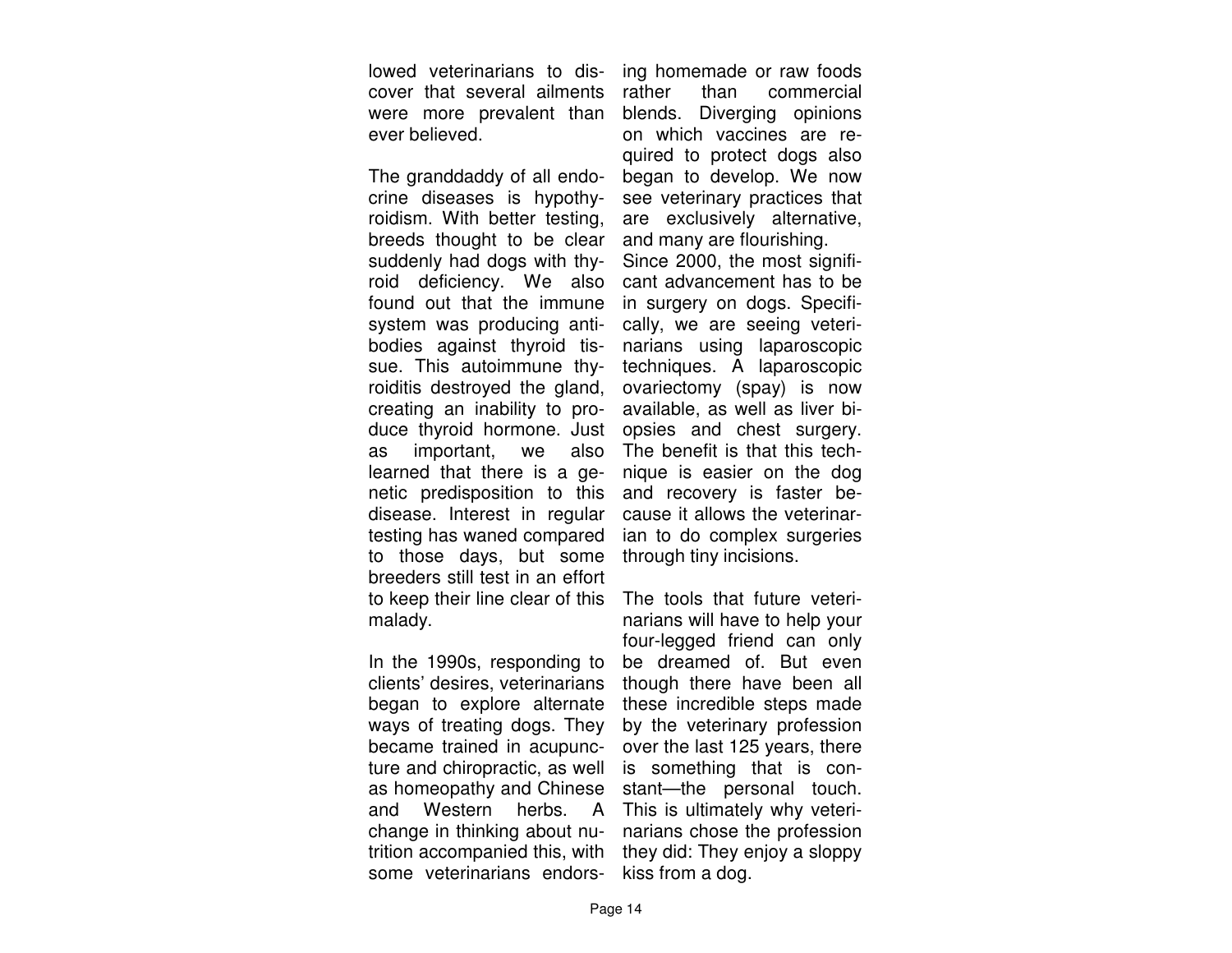lowed veterinarians to discover that several ailments were more prevalent than ever believed.

The granddaddy of all endocrine diseases is hypothyroidism. With better testing, breeds thought to be clear suddenly had dogs with thyroid deficiency. We also found out that the immune system was producing antibodies against thyroid tissue. This autoimmune thyroiditis destroyed the gland, creating an inability to produce thyroid hormone. Just as important, we also learned that there is a genetic predisposition to this disease. Interest in regular testing has waned compared to those days, but some breeders still test in an effort to keep their line clear of this malady.

In the 1990s, responding to clients' desires, veterinarians began to explore alternate ways of treating dogs. They became trained in acupuncture and chiropractic, as well as homeopathy and Chinese and Western herbs. A change in thinking about nutrition accompanied this, with some veterinarians endorsing homemade or raw foods rather than commercial blends. Diverging opinions on which vaccines are required to protect dogs also began to develop. We now see veterinary practices that are exclusively alternative, and many are flourishing.

Since 2000, the most significant advancement has to be in surgery on dogs. Specifically, we are seeing veterinarians using laparoscopic techniques. A laparoscopic ovariectomy (spay) is now available, as well as liver biopsies and chest surgery. The benefit is that this technique is easier on the dog and recovery is faster because it allows the veterinarian to do complex surgeries through tiny incisions.

The tools that future veterinarians will have to help your four-legged friend can only be dreamed of. But even though there have been all these incredible steps made by the veterinary profession over the last 125 years, there is something that is constant—the personal touch. This is ultimately why veterinarians chose the profession they did: They enjoy a sloppy kiss from a dog.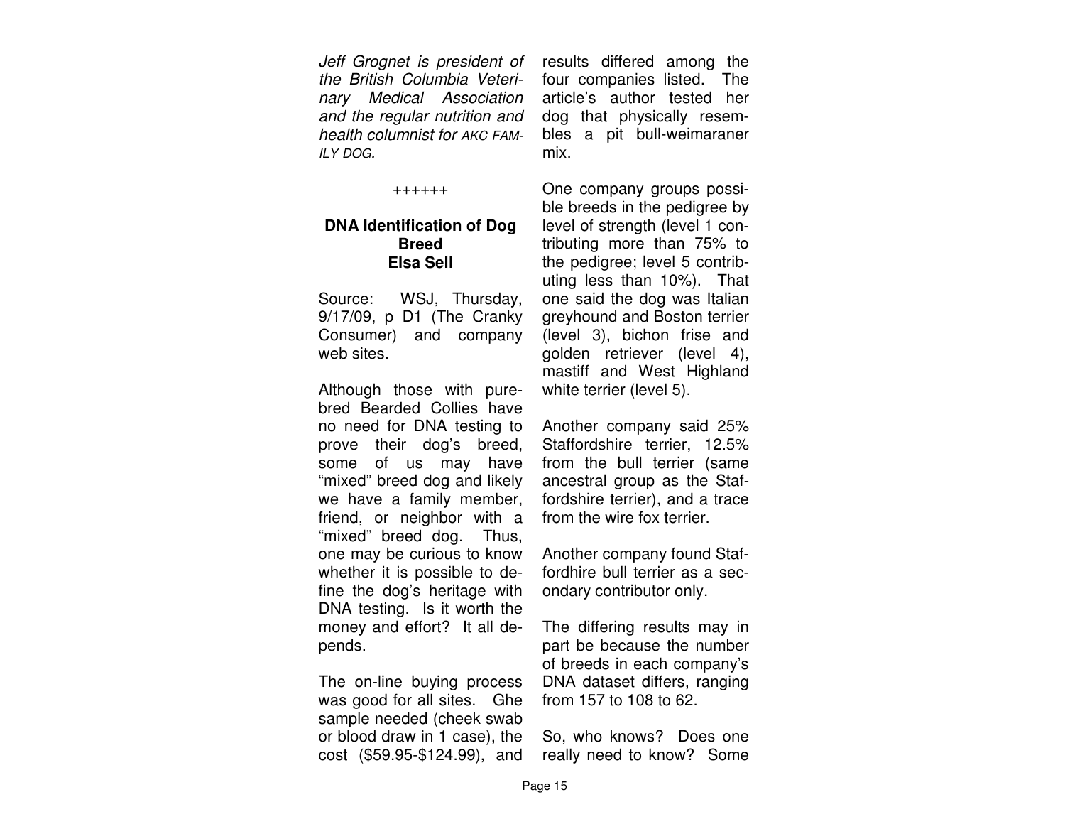*Jeff Grognet is president of the British Columbia Veterinary Medical Association and the regular nutrition and health columnist for AKC FAMILY DOG.*

++++++

**DNA Identification of Dog Breed**
**Elsa Sell**

Source: WSJ, Thursday, 9/17/09, p D1 (The Cranky Consumer) and company web sites.

Although those with purebred Bearded Collies have no need for DNA testing to prove their dog's breed, some of us may have "mixed" breed dog and likely we have a family member, friend, or neighbor with a "mixed" breed dog. Thus, one may be curious to know whether it is possible to define the dog's heritage with DNA testing. Is it worth the money and effort? It all depends.

The on-line buying process was good for all sites. Ghe sample needed (cheek swab or blood draw in 1 case), the cost ($59.95-$124.99), and results differed among the four companies listed. The article's author tested her dog that physically resembles a pit bull-weimaraner mix.

One company groups possible breeds in the pedigree by level of strength (level 1 contributing more than 75% to the pedigree; level 5 contributing less than 10%). That one said the dog was Italian greyhound and Boston terrier (level 3), bichon frise and golden retriever (level 4), mastiff and West Highland white terrier (level 5).

Another company said 25% Staffordshire terrier, 12.5% from the bull terrier (same ancestral group as the Staffordshire terrier), and a trace from the wire fox terrier.

Another company found Staffordhire bull terrier as a secondary contributor only.

The differing results may in part be because the number of breeds in each company's DNA dataset differs, ranging from 157 to 108 to 62.

So, who knows? Does one really need to know? Some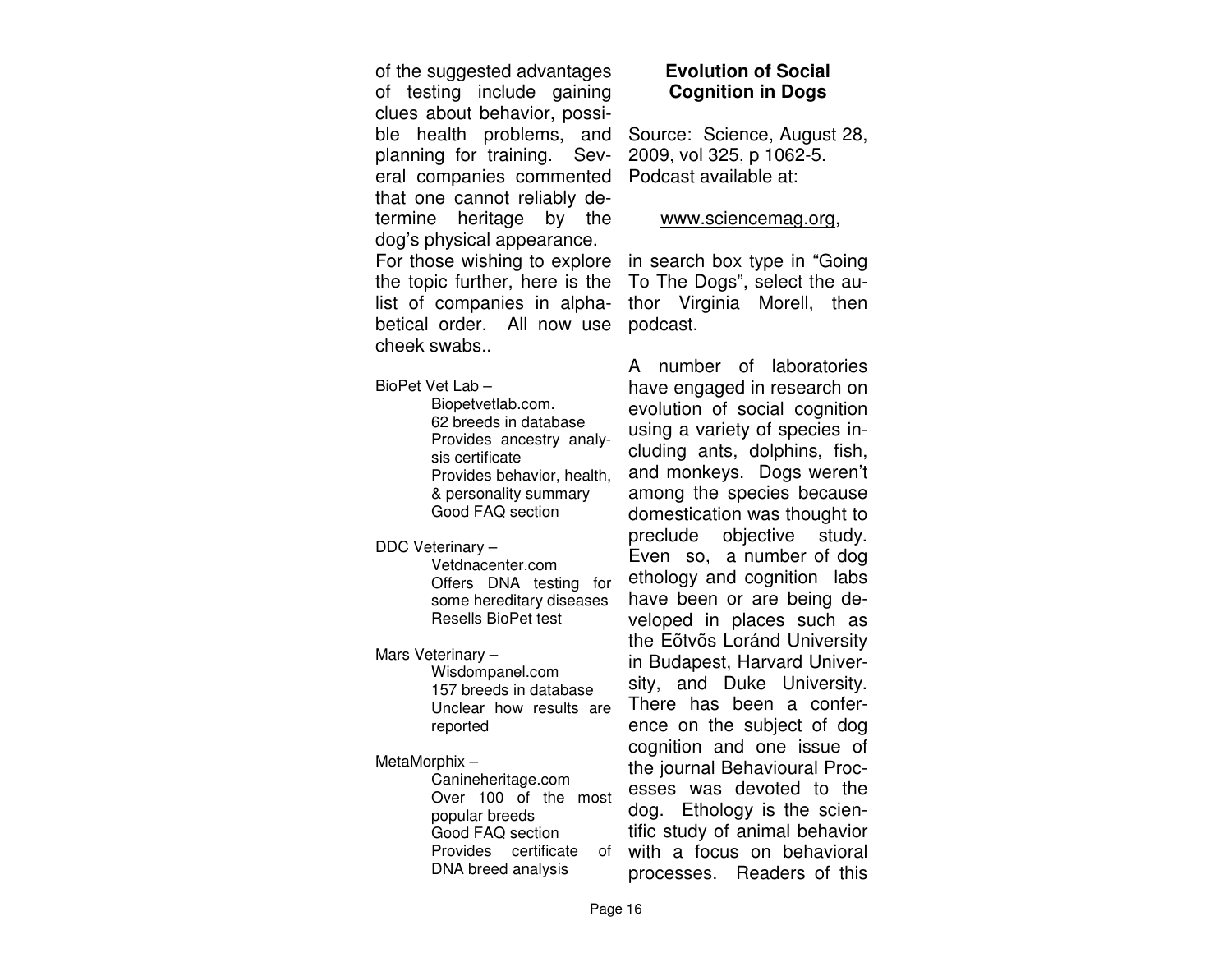of the suggested advantages of testing include gaining clues about behavior, possible health problems, and planning for training. Several companies commented that one cannot reliably determine heritage by the dog's physical appearance.

For those wishing to explore the topic further, here is the list of companies in alphabetical order. All now use cheek swabs..

BioPet Vet Lab –
- Biopetvetlab.com.
- 62 breeds in database
- Provides ancestry analysis certificate
- Provides behavior, health, & personality summary
- Good FAQ section

DDC Veterinary –
- Vetdnacenter.com
- Offers DNA testing for some hereditary diseases
- Resells BioPet test

Mars Veterinary –
- Wisdompanel.com
- 157 breeds in database
- Unclear how results are reported

MetaMorphix –
- Canineheritage.com
- Over 100 of the most popular breeds
- Good FAQ section
- Provides certificate of DNA breed analysis

## Evolution of Social Cognition in Dogs

Source: Science, August 28, 2009, vol 325, p 1062-5. Podcast available at:

www.sciencemag.org,

in search box type in "Going To The Dogs", select the author Virginia Morell, then podcast.

A number of laboratories have engaged in research on evolution of social cognition using a variety of species including ants, dolphins, fish, and monkeys. Dogs weren't among the species because domestication was thought to preclude objective study. Even so, a number of dog ethology and cognition labs have been or are being developed in places such as the Eõtvõs Loránd University in Budapest, Harvard University, and Duke University. There has been a conference on the subject of dog cognition and one issue of the journal Behavioural Processes was devoted to the dog. Ethology is the scientific study of animal behavior with a focus on behavioral processes. Readers of this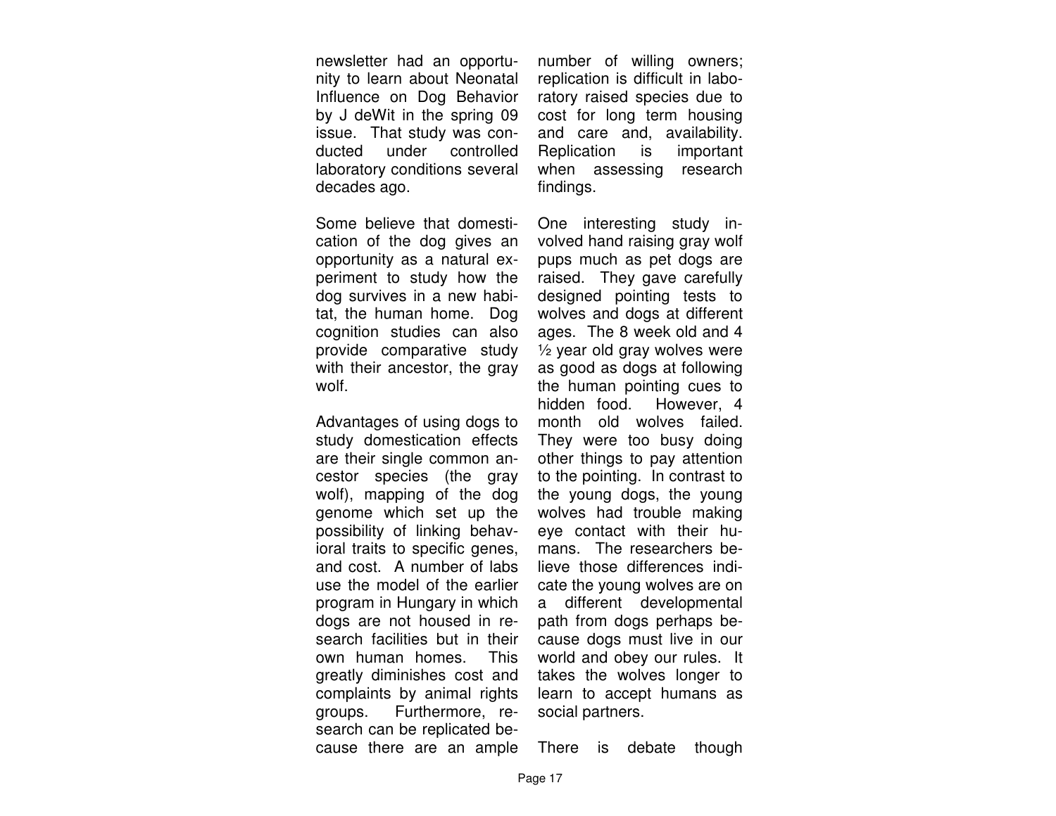newsletter had an opportunity to learn about Neonatal Influence on Dog Behavior by J deWit in the spring 09 issue. That study was conducted under controlled laboratory conditions several decades ago.

Some believe that domestication of the dog gives an opportunity as a natural experiment to study how the dog survives in a new habitat, the human home. Dog cognition studies can also provide comparative study with their ancestor, the gray wolf.

Advantages of using dogs to study domestication effects are their single common ancestor species (the gray wolf), mapping of the dog genome which set up the possibility of linking behavioral traits to specific genes, and cost. A number of labs use the model of the earlier program in Hungary in which dogs are not housed in research facilities but in their own human homes. This greatly diminishes cost and complaints by animal rights groups. Furthermore, research can be replicated because there are an ample number of willing owners; replication is difficult in laboratory raised species due to cost for long term housing and care and, availability. Replication is important when assessing research findings.

One interesting study involved hand raising gray wolf pups much as pet dogs are raised. They gave carefully designed pointing tests to wolves and dogs at different ages. The 8 week old and 4 ½ year old gray wolves were as good as dogs at following the human pointing cues to hidden food. However, 4 month old wolves failed. They were too busy doing other things to pay attention to the pointing. In contrast to the young dogs, the young wolves had trouble making eye contact with their humans. The researchers believe those differences indicate the young wolves are on a different developmental path from dogs perhaps because dogs must live in our world and obey our rules. It takes the wolves longer to learn to accept humans as social partners.

There is debate though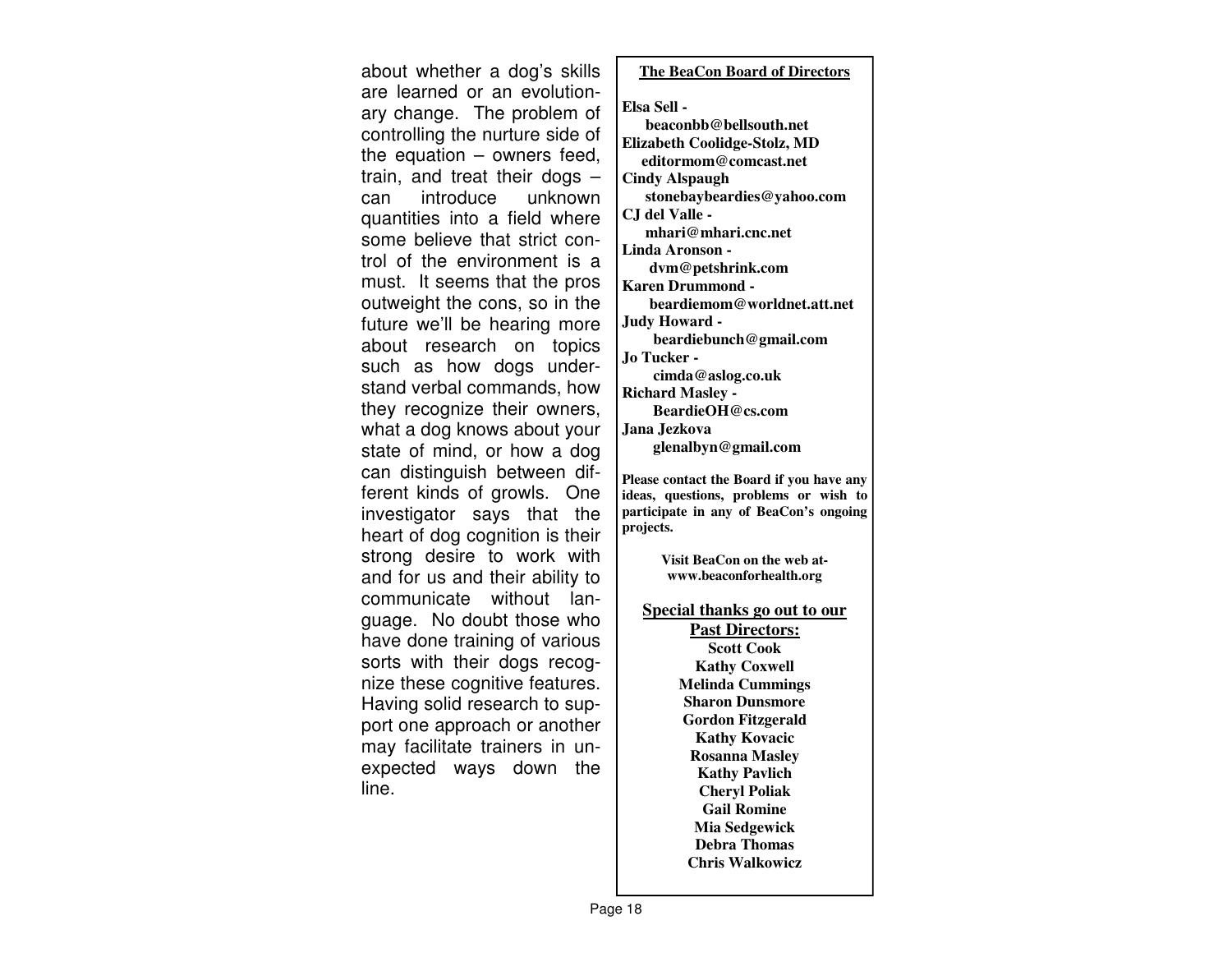about whether a dog's skills are learned or an evolutionary change. The problem of controlling the nurture side of the equation – owners feed, train, and treat their dogs – can introduce unknown quantities into a field where some believe that strict control of the environment is a must. It seems that the pros outweight the cons, so in the future we'll be hearing more about research on topics such as how dogs understand verbal commands, how they recognize their owners, what a dog knows about your state of mind, or how a dog can distinguish between different kinds of growls. One investigator says that the heart of dog cognition is their strong desire to work with and for us and their ability to communicate without language. No doubt those who have done training of various sorts with their dogs recognize these cognitive features. Having solid research to support one approach or another may facilitate trainers in unexpected ways down the line.

**The BeaCon Board of Directors**

**Elsa Sell -**
**beaconbb@bellsouth.net**
**Elizabeth Coolidge-Stolz, MD**
**editormom@comcast.net**
**Cindy Alspaugh**
**stonebaybeardies@yahoo.com**
**CJ del Valle -**
**mhari@mhari.cnc.net**
**Linda Aronson -**
**dvm@petshrink.com**
**Karen Drummond -**
**beardiemom@worldnet.att.net**
**Judy Howard -**
**beardiebunch@gmail.com**
**Jo Tucker -**
**cimda@aslog.co.uk**
**Richard Masley -**
**BeardieOH@cs.com**
**Jana Jezkova**
**glenalbyn@gmail.com**

**Please contact the Board if you have any ideas, questions, problems or wish to participate in any of BeaCon's ongoing projects.**

**Visit BeaCon on the web at-**
**www.beaconforhealth.org**

**Special thanks go out to our Past Directors:**

**Scott Cook**
**Kathy Coxwell**
**Melinda Cummings**
**Sharon Dunsmore**
**Gordon Fitzgerald**
**Kathy Kovacic**
**Rosanna Masley**
**Kathy Pavlich**
**Cheryl Poliak**
**Gail Romine**
**Mia Sedgewick**
**Debra Thomas**
**Chris Walkowicz**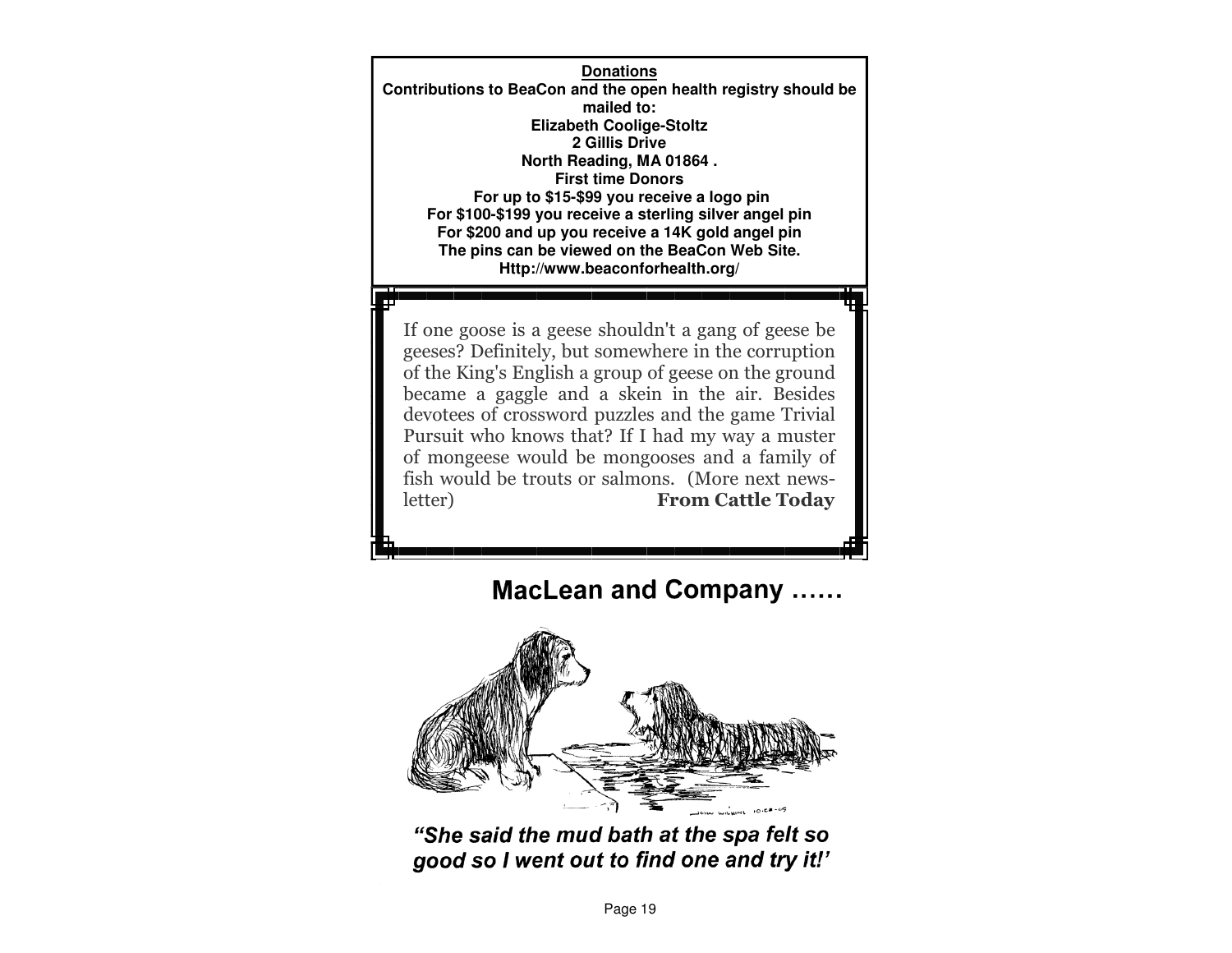**Donations**

**Contributions to BeaCon and the open health registry should be mailed to:**
**Elizabeth Coolige-Stoltz**
**2 Gillis Drive**
**North Reading, MA 01864 .**
**First time Donors**
**For up to $15-$99 you receive a logo pin**
**For $100-$199 you receive a sterling silver angel pin**
**For $200 and up you receive a 14K gold angel pin**
**The pins can be viewed on the BeaCon Web Site.**
**Http://www.beaconforhealth.org/**

If one goose is a geese shouldn't a gang of geese be geeses? Definitely, but somewhere in the corruption of the King's English a group of geese on the ground became a gaggle and a skein in the air. Besides devotees of crossword puzzles and the game Trivial Pursuit who knows that? If I had my way a muster of mongeese would be mongooses and a family of fish would be trouts or salmons. (More next newsletter) **From Cattle Today**

## MacLean and Company ……

***"She said the mud bath at the spa felt so good so I went out to find one and try it!'***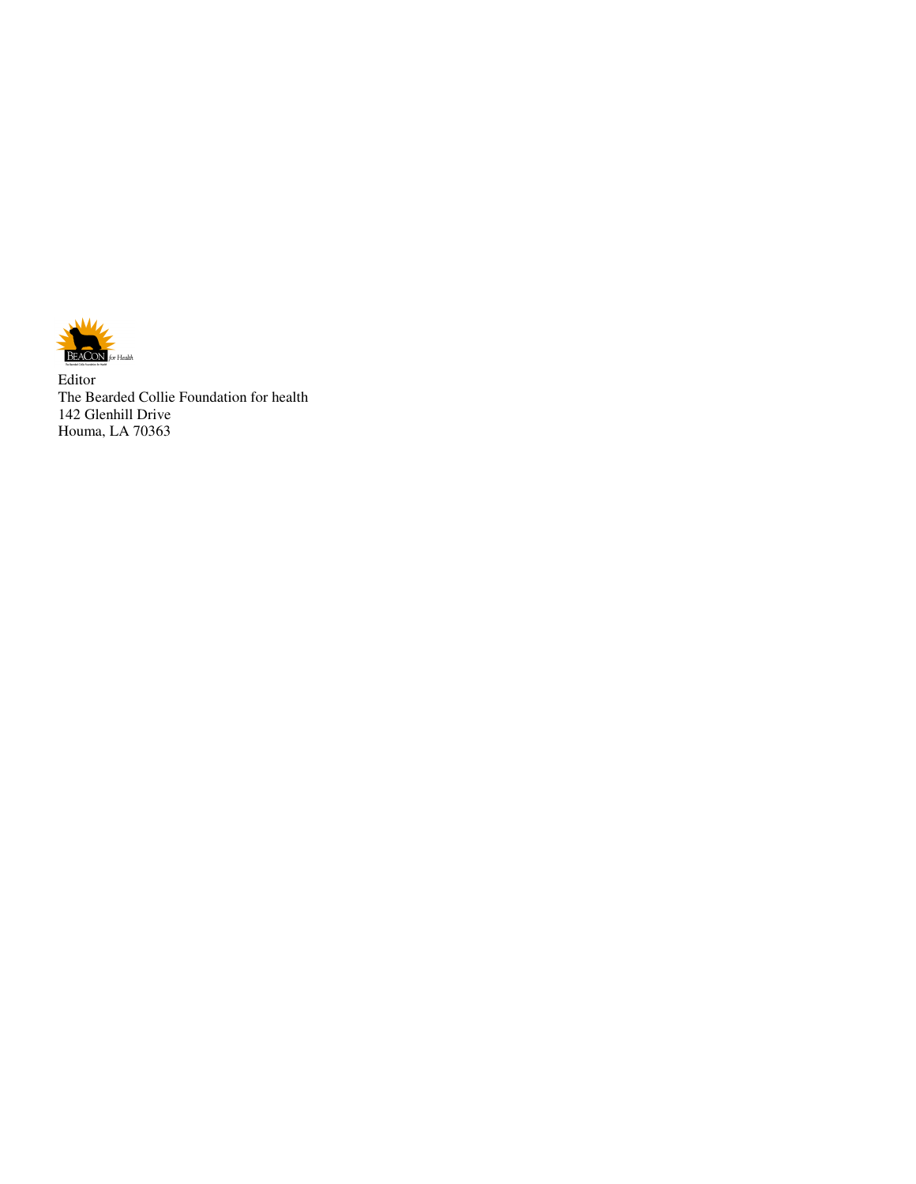Editor
The Bearded Collie Foundation for health
142 Glenhill Drive
Houma, LA 70363